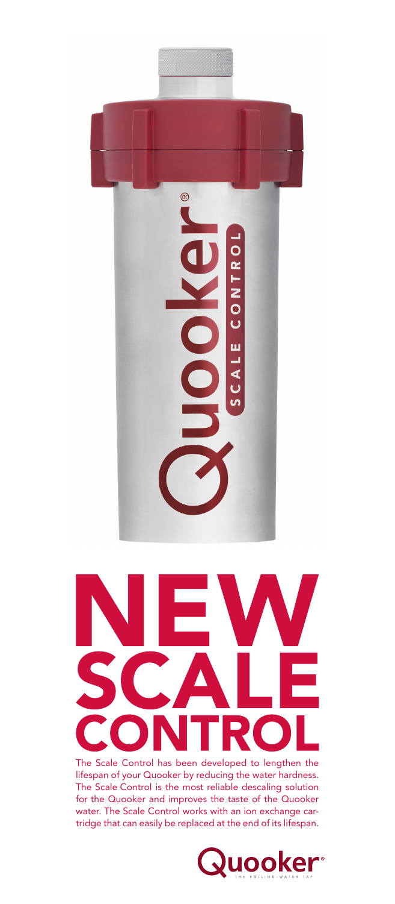# NEW SCALE CONTROL

The Scale Control has been developed to lengthen the lifespan of your Quooker by reducing the water hardness. The Scale Control is the most reliable descaling solution for the Quooker and improves the taste of the Quooker water. The Scale Control works with an ion exchange cartridge that can easily be replaced at the end of its lifespan.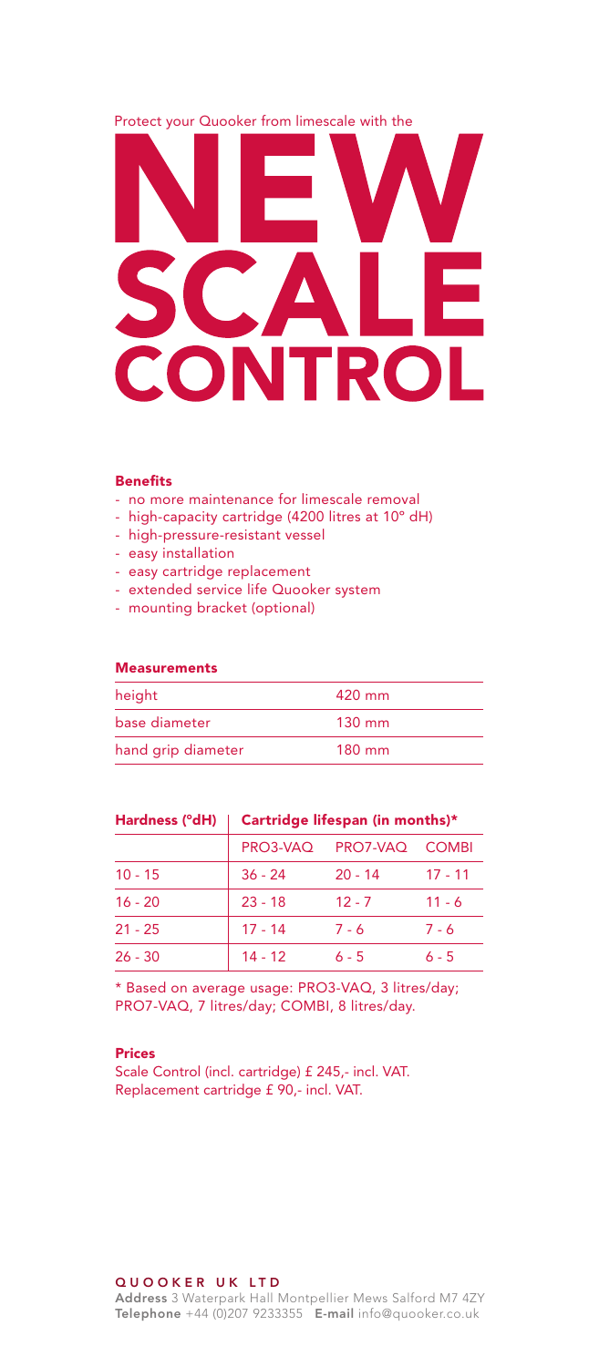Protect your Quooker from limescale with the

# NEW SCALE CONTROL

### Benefits

- no more maintenance for limescale removal
- high-capacity cartridge (4200 litres at 10° dH)
- high-pressure-resistant vessel
- easy installation
- easy cartridge replacement
- extended service life Quooker system
- mounting bracket (optional)

### Measurements

| | |
|---|---|
| height | 420 mm |
| base diameter | 130 mm |
| hand grip diameter | 180 mm |

| Hardness (°dH) | Cartridge lifespan (in months)* | | |
|---|---|---|---|
| | PRO3-VAQ | PRO7-VAQ | COMBI |
| 10 - 15 | 36 - 24 | 20 - 14 | 17 - 11 |
| 16 - 20 | 23 - 18 | 12 - 7 | 11 - 6 |
| 21 - 25 | 17 - 14 | 7 - 6 | 7 - 6 |
| 26 - 30 | 14 - 12 | 6 - 5 | 6 - 5 |

* Based on average usage: PRO3-VAQ, 3 litres/day; PRO7-VAQ, 7 litres/day; COMBI, 8 litres/day.

### Prices

Scale Control (incl. cartridge) £ 245,- incl. VAT.
Replacement cartridge £ 90,- incl. VAT.

**QUOOKER UK LTD**
**Address** 3 Waterpark Hall Montpellier Mews Salford M7 4ZY
**Telephone** +44 (0)207 9233355 **E-mail** info@quooker.co.uk